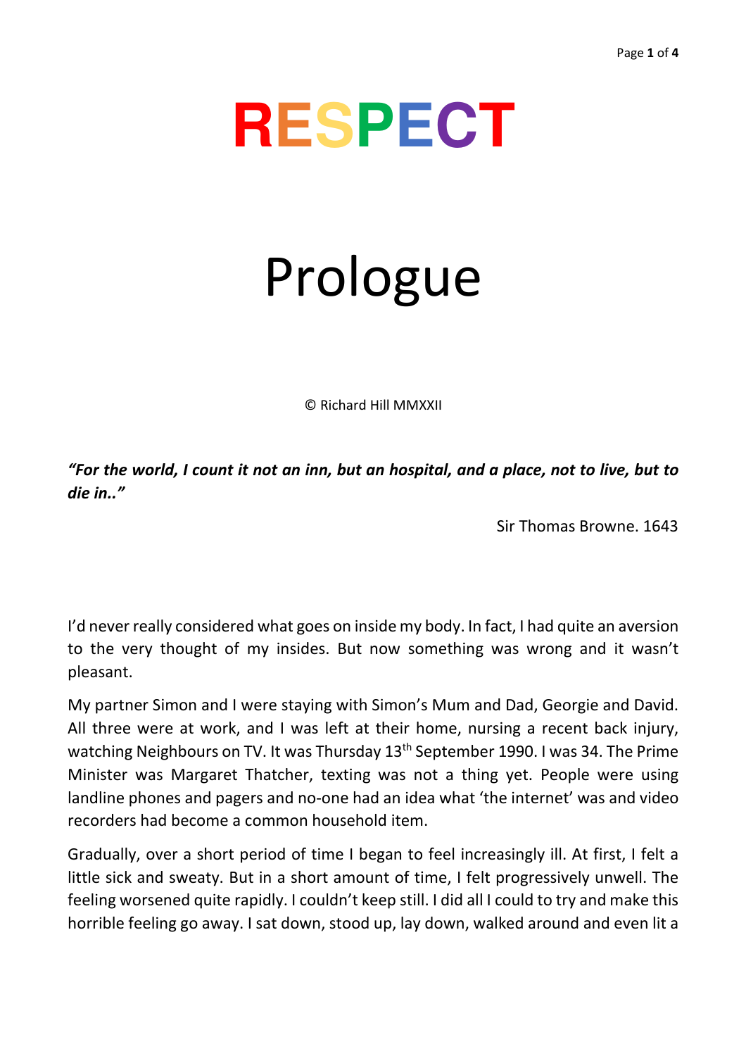# RESPECT

# Prologue

© Richard Hill MMXXII

***"For the world, I count it not an inn, but an hospital, and a place, not to live, but to die in.."***

Sir Thomas Browne. 1643

I'd never really considered what goes on inside my body. In fact, I had quite an aversion to the very thought of my insides. But now something was wrong and it wasn't pleasant.

My partner Simon and I were staying with Simon's Mum and Dad, Georgie and David. All three were at work, and I was left at their home, nursing a recent back injury, watching Neighbours on TV. It was Thursday 13th September 1990. I was 34. The Prime Minister was Margaret Thatcher, texting was not a thing yet. People were using landline phones and pagers and no-one had an idea what 'the internet' was and video recorders had become a common household item.

Gradually, over a short period of time I began to feel increasingly ill. At first, I felt a little sick and sweaty. But in a short amount of time, I felt progressively unwell. The feeling worsened quite rapidly. I couldn't keep still. I did all I could to try and make this horrible feeling go away. I sat down, stood up, lay down, walked around and even lit a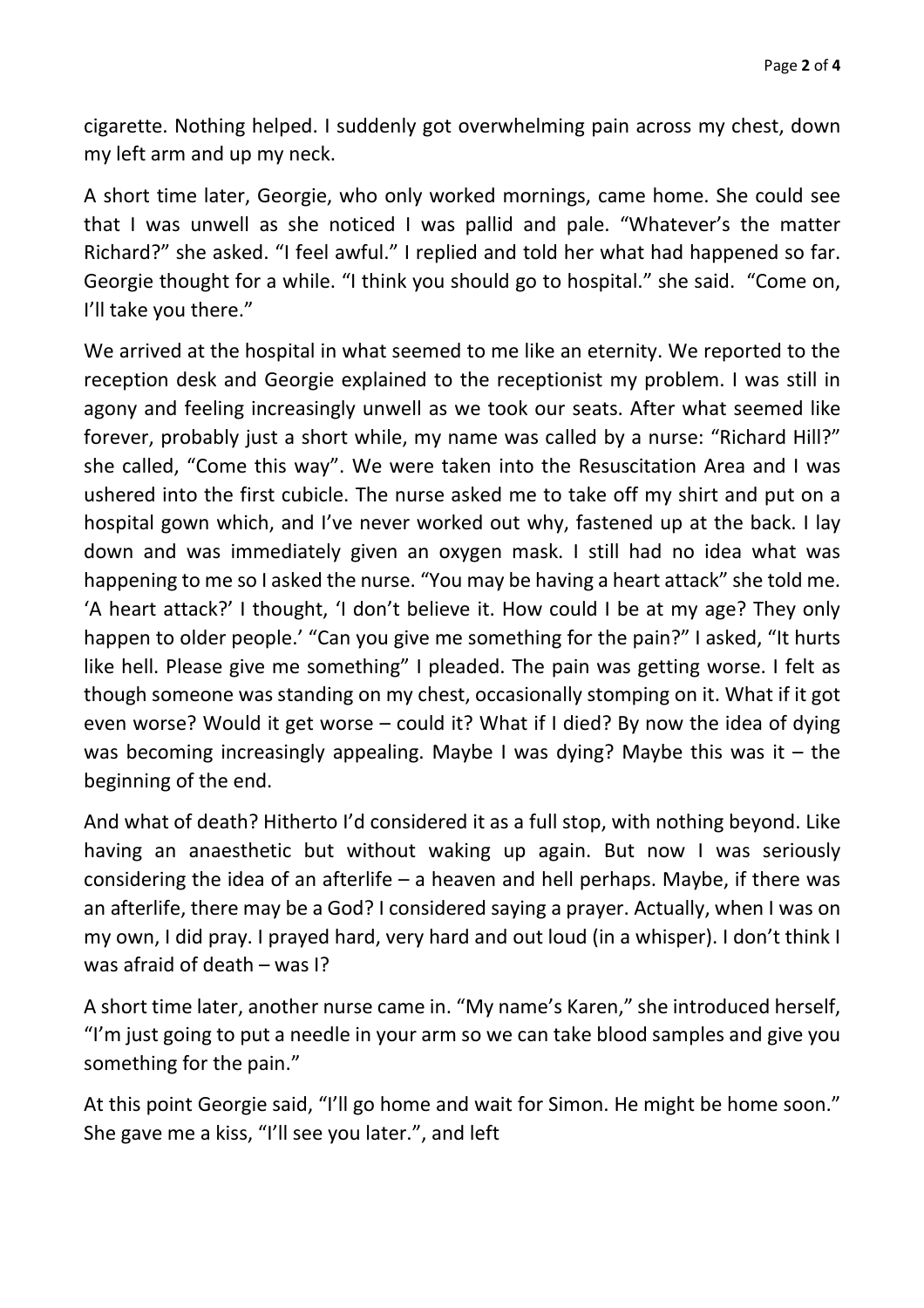cigarette. Nothing helped. I suddenly got overwhelming pain across my chest, down my left arm and up my neck.

A short time later, Georgie, who only worked mornings, came home. She could see that I was unwell as she noticed I was pallid and pale. "Whatever's the matter Richard?" she asked. "I feel awful." I replied and told her what had happened so far. Georgie thought for a while. "I think you should go to hospital." she said. "Come on, I'll take you there."

We arrived at the hospital in what seemed to me like an eternity. We reported to the reception desk and Georgie explained to the receptionist my problem. I was still in agony and feeling increasingly unwell as we took our seats. After what seemed like forever, probably just a short while, my name was called by a nurse: "Richard Hill?" she called, "Come this way". We were taken into the Resuscitation Area and I was ushered into the first cubicle. The nurse asked me to take off my shirt and put on a hospital gown which, and I've never worked out why, fastened up at the back. I lay down and was immediately given an oxygen mask. I still had no idea what was happening to me so I asked the nurse. "You may be having a heart attack" she told me. 'A heart attack?' I thought, 'I don't believe it. How could I be at my age? They only happen to older people.' "Can you give me something for the pain?" I asked, "It hurts like hell. Please give me something" I pleaded. The pain was getting worse. I felt as though someone was standing on my chest, occasionally stomping on it. What if it got even worse? Would it get worse – could it? What if I died? By now the idea of dying was becoming increasingly appealing. Maybe I was dying? Maybe this was it – the beginning of the end.

And what of death? Hitherto I'd considered it as a full stop, with nothing beyond. Like having an anaesthetic but without waking up again. But now I was seriously considering the idea of an afterlife – a heaven and hell perhaps. Maybe, if there was an afterlife, there may be a God? I considered saying a prayer. Actually, when I was on my own, I did pray. I prayed hard, very hard and out loud (in a whisper). I don't think I was afraid of death – was I?

A short time later, another nurse came in. "My name's Karen," she introduced herself, "I'm just going to put a needle in your arm so we can take blood samples and give you something for the pain."

At this point Georgie said, "I'll go home and wait for Simon. He might be home soon." She gave me a kiss, "I'll see you later.", and left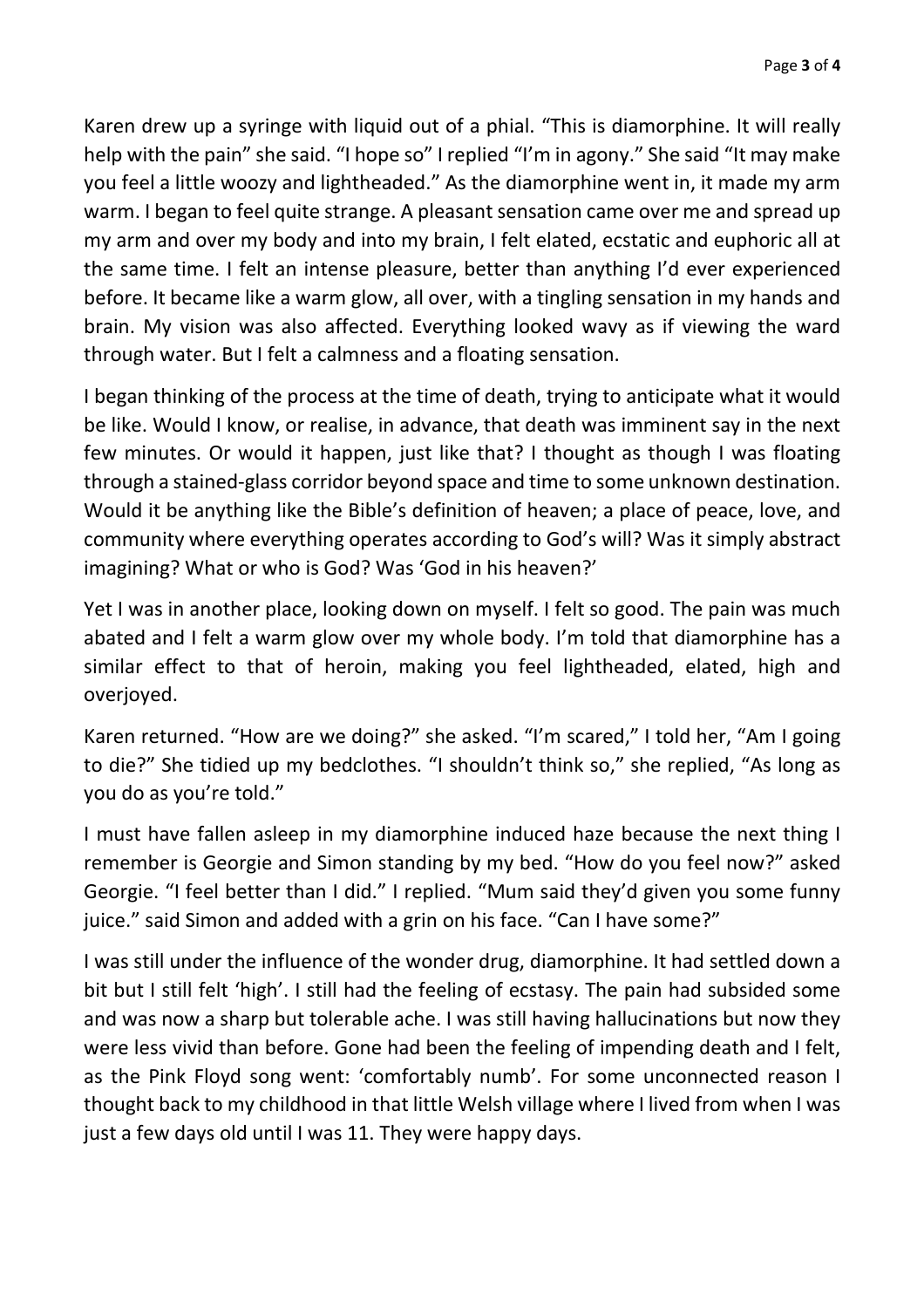Karen drew up a syringe with liquid out of a phial. “This is diamorphine. It will really help with the pain” she said. “I hope so” I replied “I’m in agony.” She said “It may make you feel a little woozy and lightheaded.” As the diamorphine went in, it made my arm warm. I began to feel quite strange. A pleasant sensation came over me and spread up my arm and over my body and into my brain, I felt elated, ecstatic and euphoric all at the same time. I felt an intense pleasure, better than anything I’d ever experienced before. It became like a warm glow, all over, with a tingling sensation in my hands and brain. My vision was also affected. Everything looked wavy as if viewing the ward through water. But I felt a calmness and a floating sensation.

I began thinking of the process at the time of death, trying to anticipate what it would be like. Would I know, or realise, in advance, that death was imminent say in the next few minutes. Or would it happen, just like that? I thought as though I was floating through a stained-glass corridor beyond space and time to some unknown destination. Would it be anything like the Bible’s definition of heaven; a place of peace, love, and community where everything operates according to God’s will? Was it simply abstract imagining? What or who is God? Was ‘God in his heaven?’

Yet I was in another place, looking down on myself. I felt so good. The pain was much abated and I felt a warm glow over my whole body. I’m told that diamorphine has a similar effect to that of heroin, making you feel lightheaded, elated, high and overjoyed.

Karen returned. “How are we doing?” she asked. “I’m scared,” I told her, “Am I going to die?” She tidied up my bedclothes. “I shouldn’t think so,” she replied, “As long as you do as you’re told.”

I must have fallen asleep in my diamorphine induced haze because the next thing I remember is Georgie and Simon standing by my bed. “How do you feel now?” asked Georgie. “I feel better than I did.” I replied. “Mum said they’d given you some funny juice.” said Simon and added with a grin on his face. “Can I have some?”

I was still under the influence of the wonder drug, diamorphine. It had settled down a bit but I still felt ‘high’. I still had the feeling of ecstasy. The pain had subsided some and was now a sharp but tolerable ache. I was still having hallucinations but now they were less vivid than before. Gone had been the feeling of impending death and I felt, as the Pink Floyd song went: ‘comfortably numb’. For some unconnected reason I thought back to my childhood in that little Welsh village where I lived from when I was just a few days old until I was 11. They were happy days.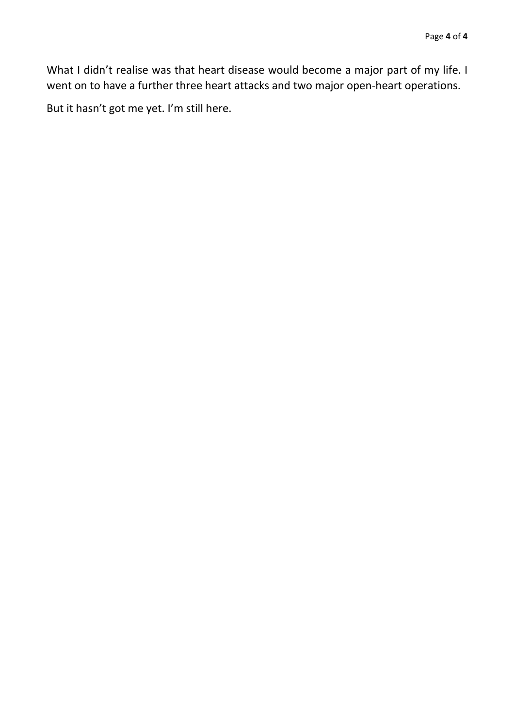What I didn’t realise was that heart disease would become a major part of my life. I went on to have a further three heart attacks and two major open-heart operations.

But it hasn’t got me yet. I’m still here.